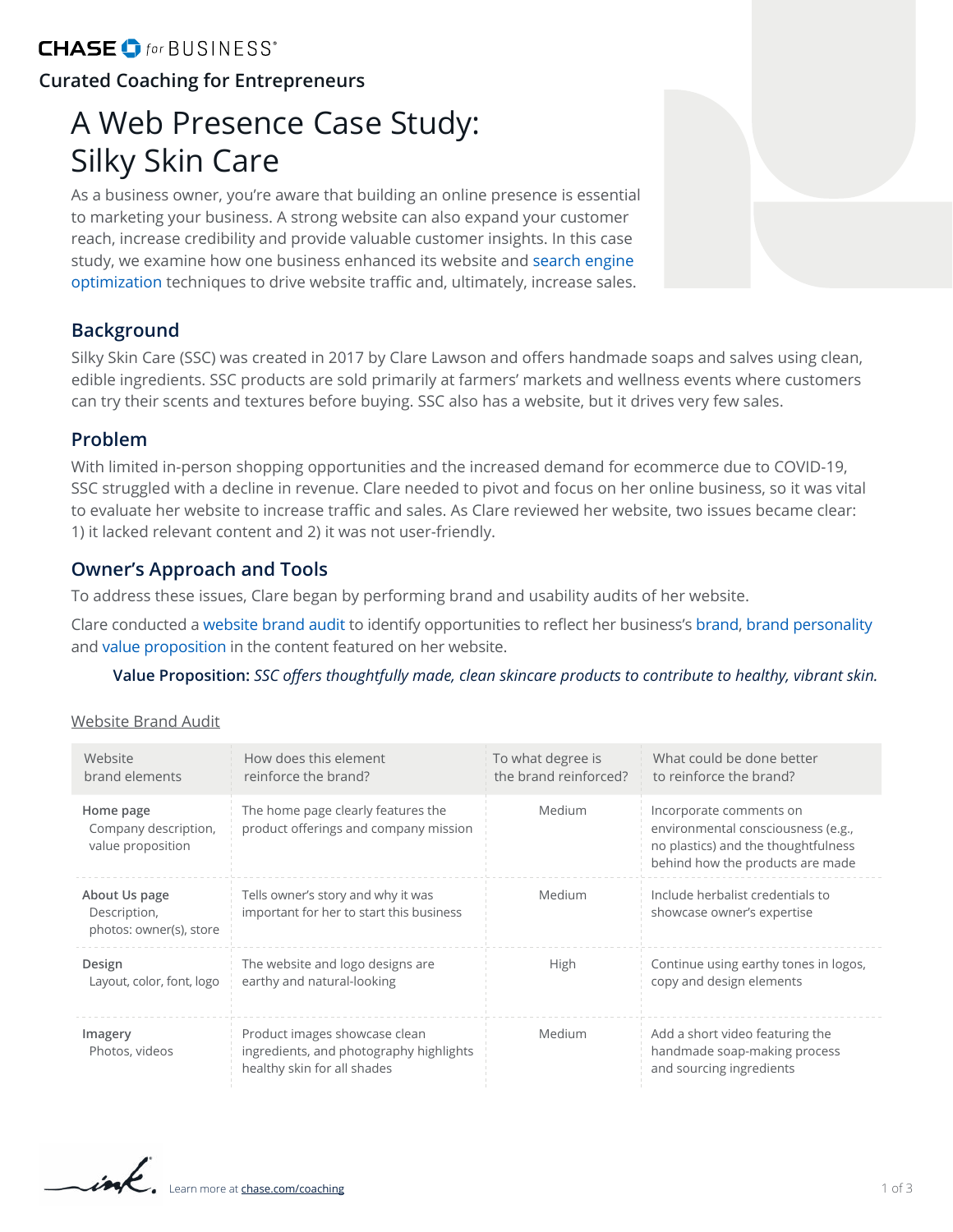CHASE for BUSINESS®

Curated Coaching for Entrepreneurs

# A Web Presence Case Study: Silky Skin Care

As a business owner, you're aware that building an online presence is essential to marketing your business. A strong website can also expand your customer reach, increase credibility and provide valuable customer insights. In this case study, we examine how one business enhanced its website and search engine optimization techniques to drive website traffic and, ultimately, increase sales.

## Background

Silky Skin Care (SSC) was created in 2017 by Clare Lawson and offers handmade soaps and salves using clean, edible ingredients. SSC products are sold primarily at farmers' markets and wellness events where customers can try their scents and textures before buying. SSC also has a website, but it drives very few sales.

## Problem

With limited in-person shopping opportunities and the increased demand for ecommerce due to COVID-19, SSC struggled with a decline in revenue. Clare needed to pivot and focus on her online business, so it was vital to evaluate her website to increase traffic and sales. As Clare reviewed her website, two issues became clear: 1) it lacked relevant content and 2) it was not user-friendly.

## Owner's Approach and Tools

To address these issues, Clare began by performing brand and usability audits of her website.

Clare conducted a website brand audit to identify opportunities to reflect her business's brand, brand personality and value proposition in the content featured on her website.

**Value Proposition:** *SSC offers thoughtfully made, clean skincare products to contribute to healthy, vibrant skin.*

Website Brand Audit

| Website brand elements | How does this element reinforce the brand? | To what degree is the brand reinforced? | What could be done better to reinforce the brand? |
|---|---|---|---|
| **Home page** Company description, value proposition | The home page clearly features the product offerings and company mission | Medium | Incorporate comments on environmental consciousness (e.g., no plastics) and the thoughtfulness behind how the products are made |
| **About Us page** Description, photos: owner(s), store | Tells owner's story and why it was important for her to start this business | Medium | Include herbalist credentials to showcase owner's expertise |
| **Design** Layout, color, font, logo | The website and logo designs are earthy and natural-looking | High | Continue using earthy tones in logos, copy and design elements |
| **Imagery** Photos, videos | Product images showcase clean ingredients, and photography highlights healthy skin for all shades | Medium | Add a short video featuring the handmade soap-making process and sourcing ingredients |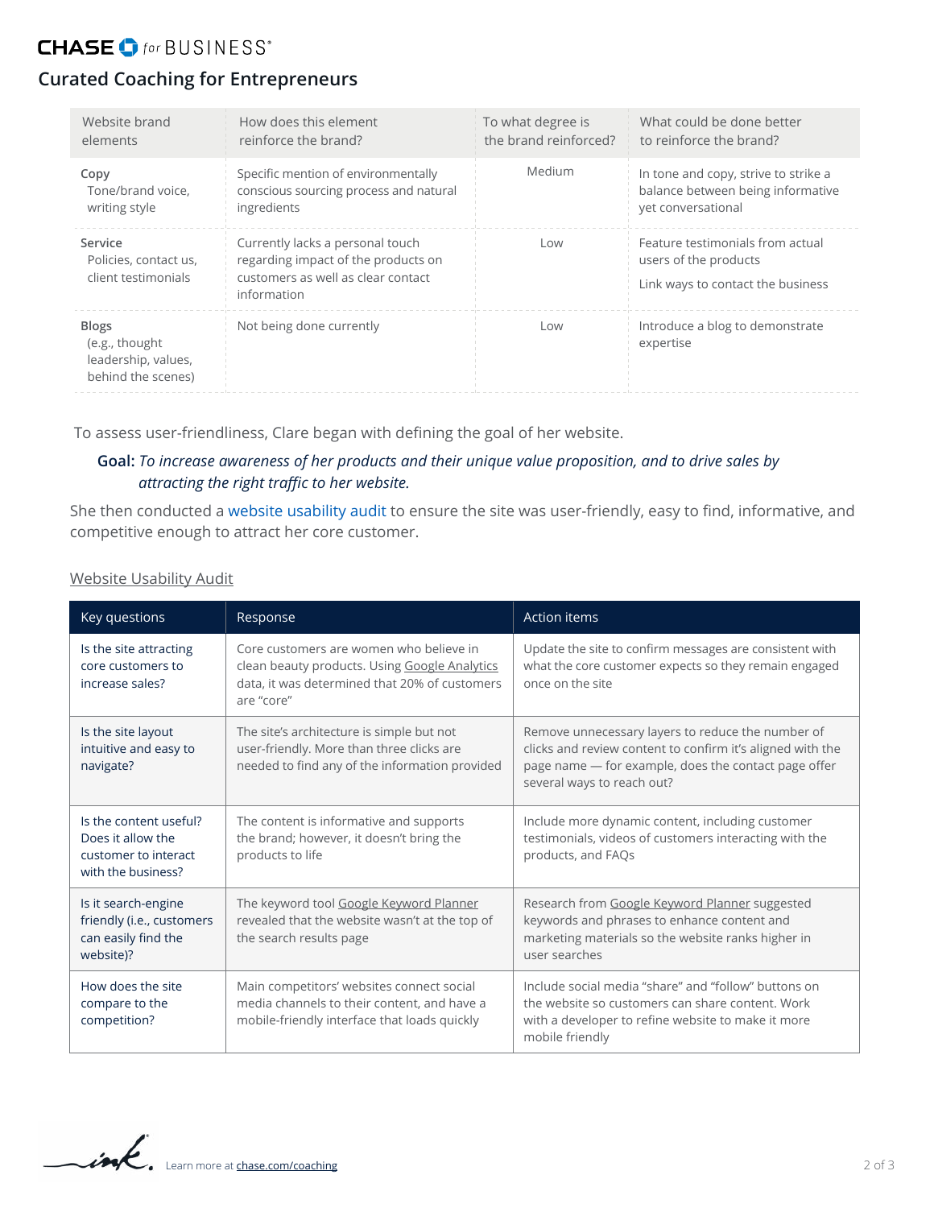## Curated Coaching for Entrepreneurs

| Website brand elements | How does this element reinforce the brand? | To what degree is the brand reinforced? | What could be done better to reinforce the brand? |
|---|---|---|---|
| **Copy** Tone/brand voice, writing style | Specific mention of environmentally conscious sourcing process and natural ingredients | Medium | In tone and copy, strive to strike a balance between being informative yet conversational |
| **Service** Policies, contact us, client testimonials | Currently lacks a personal touch regarding impact of the products on customers as well as clear contact information | Low | Feature testimonials from actual users of the products<br><br>Link ways to contact the business |
| **Blogs** (e.g., thought leadership, values, behind the scenes) | Not being done currently | Low | Introduce a blog to demonstrate expertise |

To assess user-friendliness, Clare began with defining the goal of her website.

**Goal:** *To increase awareness of her products and their unique value proposition, and to drive sales by attracting the right traffic to her website.*

She then conducted a website usability audit to ensure the site was user-friendly, easy to find, informative, and competitive enough to attract her core customer.

Website Usability Audit

| Key questions | Response | Action items |
|---|---|---|
| Is the site attracting core customers to increase sales? | Core customers are women who believe in clean beauty products. Using Google Analytics data, it was determined that 20% of customers are "core" | Update the site to confirm messages are consistent with what the core customer expects so they remain engaged once on the site |
| Is the site layout intuitive and easy to navigate? | The site's architecture is simple but not user-friendly. More than three clicks are needed to find any of the information provided | Remove unnecessary layers to reduce the number of clicks and review content to confirm it's aligned with the page name — for example, does the contact page offer several ways to reach out? |
| Is the content useful? Does it allow the customer to interact with the business? | The content is informative and supports the brand; however, it doesn't bring the products to life | Include more dynamic content, including customer testimonials, videos of customers interacting with the products, and FAQs |
| Is it search-engine friendly (i.e., customers can easily find the website)? | The keyword tool Google Keyword Planner revealed that the website wasn't at the top of the search results page | Research from Google Keyword Planner suggested keywords and phrases to enhance content and marketing materials so the website ranks higher in user searches |
| How does the site compare to the competition? | Main competitors' websites connect social media channels to their content, and have a mobile-friendly interface that loads quickly | Include social media "share" and "follow" buttons on the website so customers can share content. Work with a developer to refine website to make it more mobile friendly |

Learn more at chase.com/coaching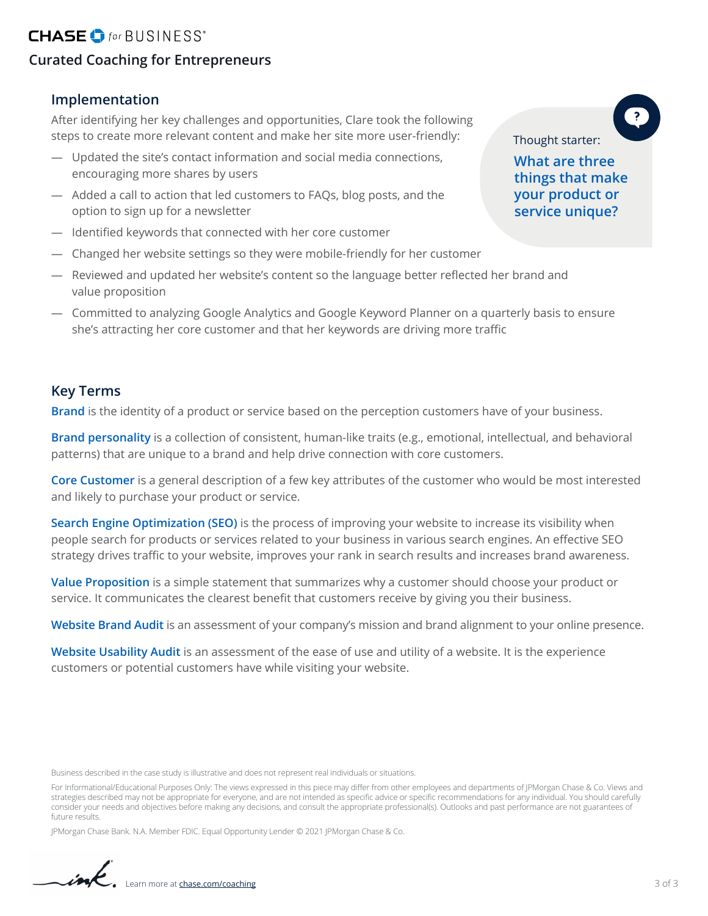## Implementation

After identifying her key challenges and opportunities, Clare took the following steps to create more relevant content and make her site more user-friendly:

- Updated the site's contact information and social media connections, encouraging more shares by users
- Added a call to action that led customers to FAQs, blog posts, and the option to sign up for a newsletter
- Identified keywords that connected with her core customer
- Changed her website settings so they were mobile-friendly for her customer
- Reviewed and updated her website's content so the language better reflected her brand and value proposition
- Committed to analyzing Google Analytics and Google Keyword Planner on a quarterly basis to ensure she's attracting her core customer and that her keywords are driving more traffic

Thought starter:

**What are three things that make your product or service unique?**

## Key Terms

**Brand** is the identity of a product or service based on the perception customers have of your business.

**Brand personality** is a collection of consistent, human-like traits (e.g., emotional, intellectual, and behavioral patterns) that are unique to a brand and help drive connection with core customers.

**Core Customer** is a general description of a few key attributes of the customer who would be most interested and likely to purchase your product or service.

**Search Engine Optimization (SEO)** is the process of improving your website to increase its visibility when people search for products or services related to your business in various search engines. An effective SEO strategy drives traffic to your website, improves your rank in search results and increases brand awareness.

**Value Proposition** is a simple statement that summarizes why a customer should choose your product or service. It communicates the clearest benefit that customers receive by giving you their business.

**Website Brand Audit** is an assessment of your company's mission and brand alignment to your online presence.

**Website Usability Audit** is an assessment of the ease of use and utility of a website. It is the experience customers or potential customers have while visiting your website.

Business described in the case study is illustrative and does not represent real individuals or situations.

For Informational/Educational Purposes Only: The views expressed in this piece may differ from other employees and departments of JPMorgan Chase & Co. Views and strategies described may not be appropriate for everyone, and are not intended as specific advice or specific recommendations for any individual. You should carefully consider your needs and objectives before making any decisions, and consult the appropriate professional(s). Outlooks and past performance are not guarantees of future results.

JPMorgan Chase Bank. N.A. Member FDIC. Equal Opportunity Lender © 2021 JPMorgan Chase & Co.

Learn more at chase.com/coaching